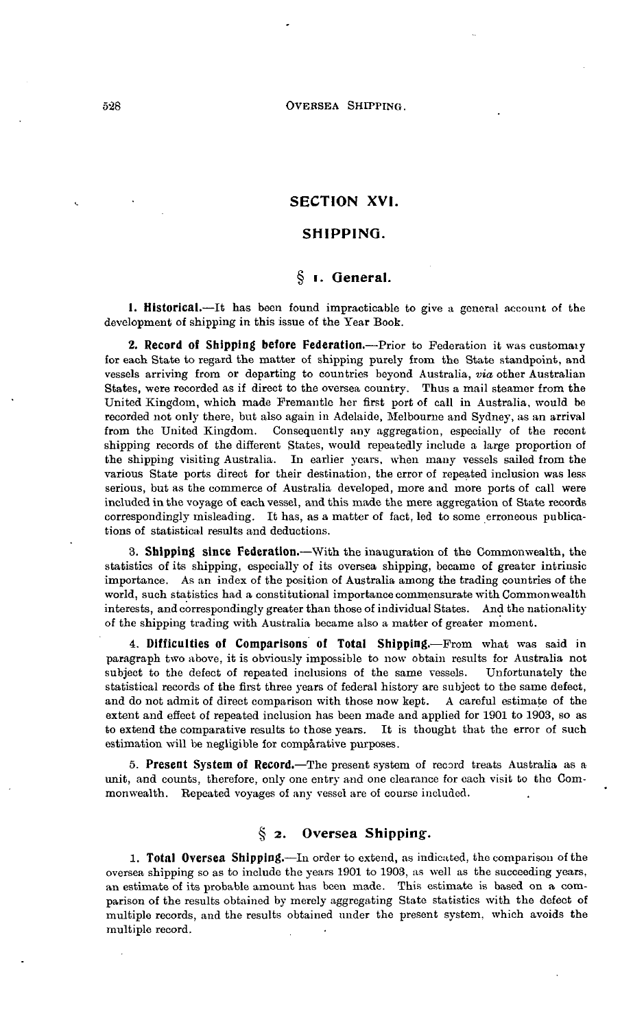# SECTION XVI.

# SHIPPING.

## § 1. General.

**1. Historical.**—It has been found impracticable to give a general account of the development of shipping in this issue of the Year Book.

**2. Record of Shipping before Federation.**—Prior to Federation it was customary for each State to regard the matter of shipping purely from the State standpoint, and vessels arriving from or departing to countries beyond Australia, *via* other Australian States, were recorded as if direct to the oversea country. Thus a mail steamer from the United Kingdom, which made Fremantle her first port of call in Australia, would be recorded not only there, but also again in Adelaide, Melbourne and Sydney, as an arrival from the United Kingdom. Consequently any aggregation, especially of the recent shipping records of the different States, would repeatedly include a large proportion of the shipping visiting Australia. In earlier years, when many vessels sailed from the various State ports direct for their destination, the error of repeated inclusion was less serious, but as the commerce of Australia developed, more and more ports of call were included in the voyage of each vessel, and this made the mere aggregation of State records correspondingly misleading. It has, as a matter of fact, led to some erroneous publications of statistical results and deductions.

**3. Shipping since Federation.**—With the inauguration of the Commonwealth, the statistics of its shipping, especially of its oversea shipping, became of greater intrinsic importance. As an index of the position of Australia among the trading countries of the world, such statistics had a constitutional importance commensurate with Commonwealth interests, and correspondingly greater than those of individual States. And the nationality of the shipping trading with Australia became also a matter of greater moment.

**4. Difficulties of Comparisons of Total Shipping.**—From what was said in paragraph two above, it is obviously impossible to now obtain results for Australia not subject to the defect of repeated inclusions of the same vessels. Unfortunately the statistical records of the first three years of federal history are subject to the same defect, and do not admit of direct comparison with those now kept. A careful estimate of the extent and effect of repeated inclusion has been made and applied for 1901 to 1903, so as to extend the comparative results to those years. It is thought that the error of such estimation will be negligible for comparative purposes.

**5. Present System of Record.**—The present system of record treats Australia as a unit, and counts, therefore, only one entry and one clearance for each visit to the Commonwealth. Repeated voyages of any vessel are of course included.

## § 2. Oversea Shipping.

**1. Total Oversea Shipping.**—In order to extend, as indicated, the comparison of the oversea shipping so as to include the years 1901 to 1903, as well as the succeeding years, an estimate of its probable amount has been made. This estimate is based on a comparison of the results obtained by merely aggregating State statistics with the defect of multiple records, and the results obtained under the present system, which avoids the multiple record.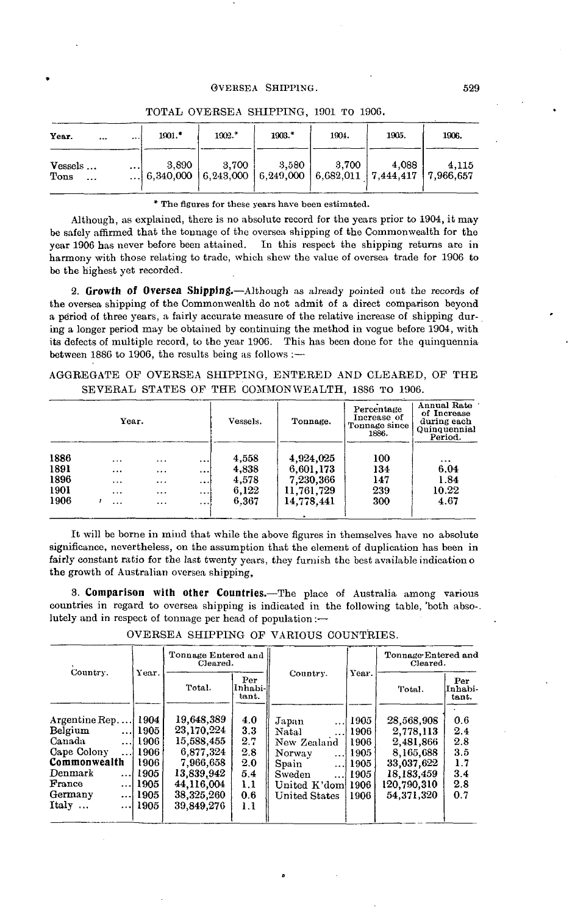TOTAL OVERSEA SHIPPING, 1901 TO 1906.

| Year. ... ... | 1901.* | 1902.* | 1903.* | 1904. | 1905. | 1906. |
|---|---|---|---|---|---|---|
| Vessels ... ... | 3,890 | 3,700 | 3,580 | 3,700 | 4,088 | 4,115 |
| Tons ... ... | 6,340,000 | 6,243,000 | 6,249,000 | 6,682,011 | 7,444,417 | 7,966,657 |

\* The figures for these years have been estimated.

Although, as explained, there is no absolute record for the years prior to 1904, it may be safely affirmed that the tonnage of the oversea shipping of the Commonwealth for the year 1906 has never before been attained. In this respect the shipping returns are in harmony with those relating to trade, which shew the value of oversea trade for 1906 to be the highest yet recorded.

2. **Growth of Oversea Shipping.**—Although as already pointed out the records of the oversea shipping of the Commonwealth do not admit of a direct comparison beyond a period of three years, a fairly accurate measure of the relative increase of shipping during a longer period may be obtained by continuing the method in vogue before 1904, with its defects of multiple record, to the year 1906. This has been done for the quinquennia between 1886 to 1906, the results being as follows:—

AGGREGATE OF OVERSEA SHIPPING, ENTERED AND CLEARED, OF THE SEVERAL STATES OF THE COMMONWEALTH, 1886 TO 1906.

| Year. | Vessels. | Tonnage. | Percentage Increase of Tonnage since 1886. | Annual Rate of Increase during each Quinquennial Period. |
|---|---|---|---|---|
| 1886 ... ... ... | 4,558 | 4,924,025 | 100 | ... |
| 1891 ... ... ... | 4,838 | 6,601,173 | 134 | 6.04 |
| 1896 ... ... ... | 4,578 | 7,230,366 | 147 | 1.84 |
| 1901 ... ... ... | 6,122 | 11,761,729 | 239 | 10.22 |
| 1906 ... ... ... | 6,367 | 14,778,441 | 300 | 4.67 |

It will be borne in mind that while the above figures in themselves have no absolute significance, nevertheless, on the assumption that the element of duplication has been in fairly constant ratio for the last twenty years, they furnish the best available indication o the growth of Australian oversea shipping,

3. **Comparison with other Countries.**—The place of Australia among various countries in regard to oversea shipping is indicated in the following table, both absolutely and in respect of tonnage per head of population:—

OVERSEA SHIPPING OF VARIOUS COUNTRIES.

| Country. | Year. | Tonnage Entered and Cleared. | | Country. | Year. | Tonnage Entered and Cleared. | |
|---|---|---|---|---|---|---|---|
| | | Total. | Per Inhabitant. | | | Total. | Per Inhabitant. |
| Argentine Rep.... | 1904 | 19,648,389 | 4.0 | Japan ... | 1905 | 28,568,908 | 0.6 |
| Belgium ... | 1905 | 23,170,224 | 3.3 | Natal ... | 1906 | 2,778,113 | 2.4 |
| Canada ... | 1906 | 15,588,455 | 2.7 | New Zealand | 1906 | 2,481,866 | 2.8 |
| Cape Colony ... | 1906 | 6,877,324 | 2.8 | Norway ... | 1905 | 8,165,688 | 3.5 |
| **Commonwealth** | 1906 | 7,966,658 | 2.0 | Spain ... | 1905 | 33,037,622 | 1.7 |
| Denmark ... | 1905 | 13,839,942 | 5.4 | Sweden ... | 1905 | 18,183,459 | 3.4 |
| France ... | 1905 | 44,116,004 | 1.1 | United K'dom | 1906 | 120,790,310 | 2.8 |
| Germany ... | 1905 | 38,325,260 | 0.6 | United States | 1906 | 54,371,320 | 0.7 |
| Italy ... ... | 1905 | 39,849,276 | 1.1 | | | | |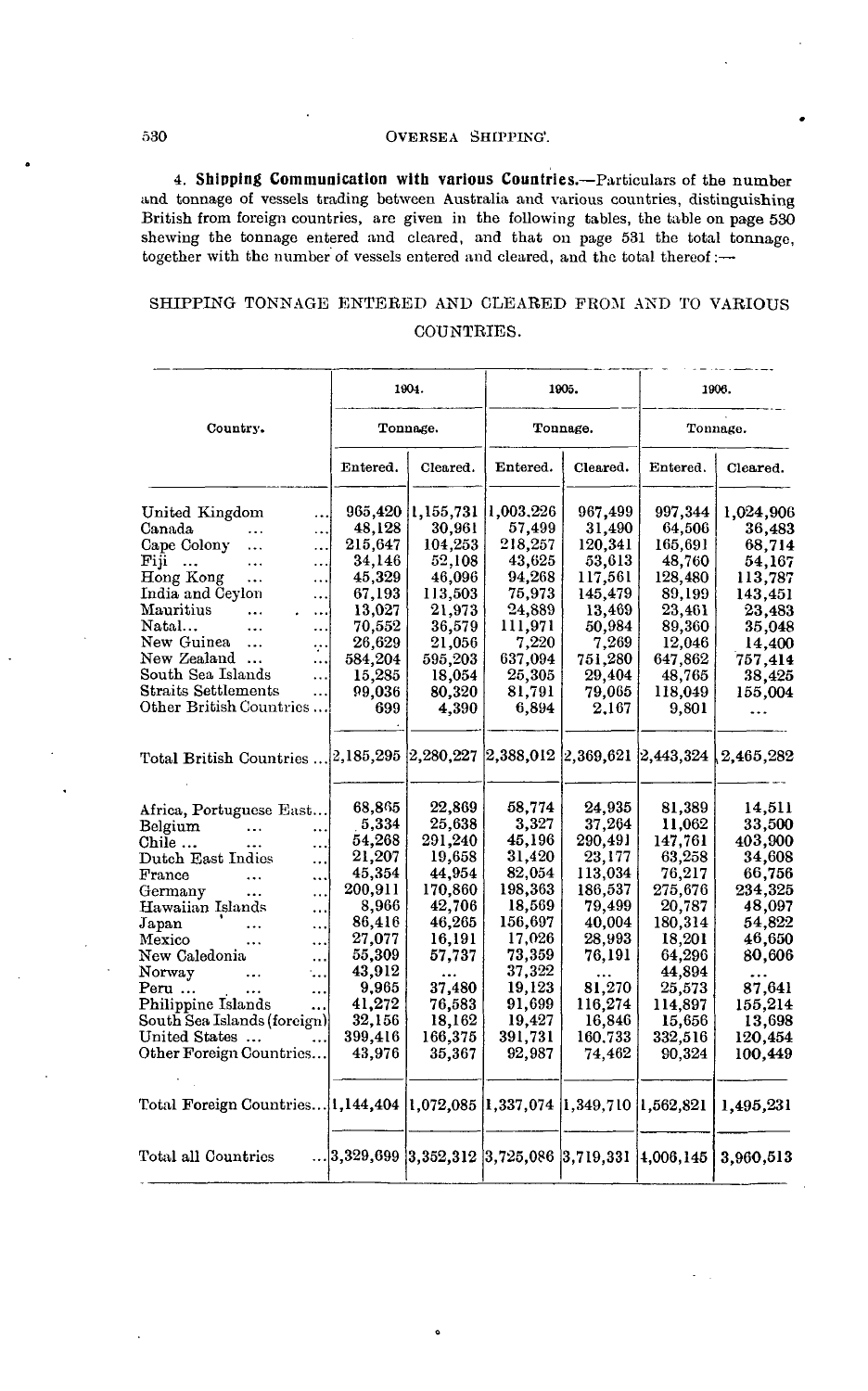4. **Shipping Communication with various Countries.**—Particulars of the number and tonnage of vessels trading between Australia and various countries, distinguishing British from foreign countries, are given in the following tables, the table on page 530 shewing the tonnage entered and cleared, and that on page 531 the total tonnage, together with the number of vessels entered and cleared, and the total thereof:—

## SHIPPING TONNAGE ENTERED AND CLEARED FROM AND TO VARIOUS COUNTRIES.

| Country. | 1904. | | 1905. | | 1906. | |
|---|---|---|---|---|---|---|
| | Tonnage. | | Tonnage. | | Tonnage. | |
| | Entered. | Cleared. | Entered. | Cleared. | Entered. | Cleared. |
| United Kingdom | 965,420 | 1,155,731 | 1,003,226 | 967,499 | 997,344 | 1,024,906 |
| Canada | 48,128 | 30,961 | 57,499 | 31,490 | 64,506 | 36,483 |
| Cape Colony | 215,647 | 104,253 | 218,257 | 120,341 | 165,691 | 68,714 |
| Fiji | 34,146 | 52,108 | 43,625 | 53,613 | 48,760 | 54,167 |
| Hong Kong | 45,329 | 46,096 | 94,268 | 117,561 | 128,480 | 113,787 |
| India and Ceylon | 67,193 | 113,503 | 75,973 | 145,479 | 89,199 | 143,451 |
| Mauritius | 13,027 | 21,973 | 24,889 | 13,469 | 23,461 | 23,483 |
| Natal | 70,552 | 36,579 | 111,971 | 50,984 | 89,360 | 35,048 |
| New Guinea | 26,629 | 21,056 | 7,220 | 7,269 | 12,046 | 14,400 |
| New Zealand | 584,204 | 595,203 | 637,094 | 751,280 | 647,862 | 757,414 |
| South Sea Islands | 15,285 | 18,054 | 25,305 | 29,404 | 48,765 | 38,425 |
| Straits Settlements | 99,036 | 80,320 | 81,791 | 79,065 | 118,049 | 155,004 |
| Other British Countries | 699 | 4,390 | 6,894 | 2,167 | 9,801 | ... |
| Total British Countries | 2,185,295 | 2,280,227 | 2,388,012 | 2,369,621 | 2,443,324 | 2,465,282 |
| Africa, Portuguese East | 68,865 | 22,869 | 58,774 | 24,935 | 81,389 | 14,511 |
| Belgium | 5,334 | 25,638 | 3,327 | 37,264 | 11,062 | 33,500 |
| Chile | 54,268 | 291,240 | 45,196 | 290,491 | 147,761 | 403,900 |
| Dutch East Indies | 21,207 | 19,658 | 31,420 | 23,177 | 63,258 | 34,608 |
| France | 45,354 | 44,954 | 82,054 | 113,034 | 76,217 | 66,756 |
| Germany | 200,911 | 170,860 | 198,363 | 186,537 | 275,676 | 234,325 |
| Hawaiian Islands | 8,966 | 42,706 | 18,569 | 79,499 | 20,787 | 48,097 |
| Japan | 86,416 | 46,265 | 156,697 | 40,004 | 180,314 | 54,822 |
| Mexico | 27,077 | 16,191 | 17,026 | 28,993 | 18,201 | 46,650 |
| New Caledonia | 55,309 | 57,737 | 73,359 | 76,191 | 64,296 | 80,606 |
| Norway | 43,912 | ... | 37,322 | ... | 44,894 | ... |
| Peru | 9,965 | 37,480 | 19,123 | 81,270 | 25,573 | 87,641 |
| Philippine Islands | 41,272 | 76,583 | 91,699 | 116,274 | 114,897 | 155,214 |
| South Sea Islands (foreign) | 32,156 | 18,162 | 19,427 | 16,846 | 15,656 | 13,698 |
| United States | 399,416 | 166,375 | 391,731 | 160,733 | 332,516 | 120,454 |
| Other Foreign Countries | 43,976 | 35,367 | 92,987 | 74,462 | 90,324 | 100,449 |
| Total Foreign Countries | 1,144,404 | 1,072,085 | 1,337,074 | 1,349,710 | 1,562,821 | 1,495,231 |
| Total all Countries | 3,329,699 | 3,352,312 | 3,725,086 | 3,719,331 | 4,006,145 | 3,960,513 |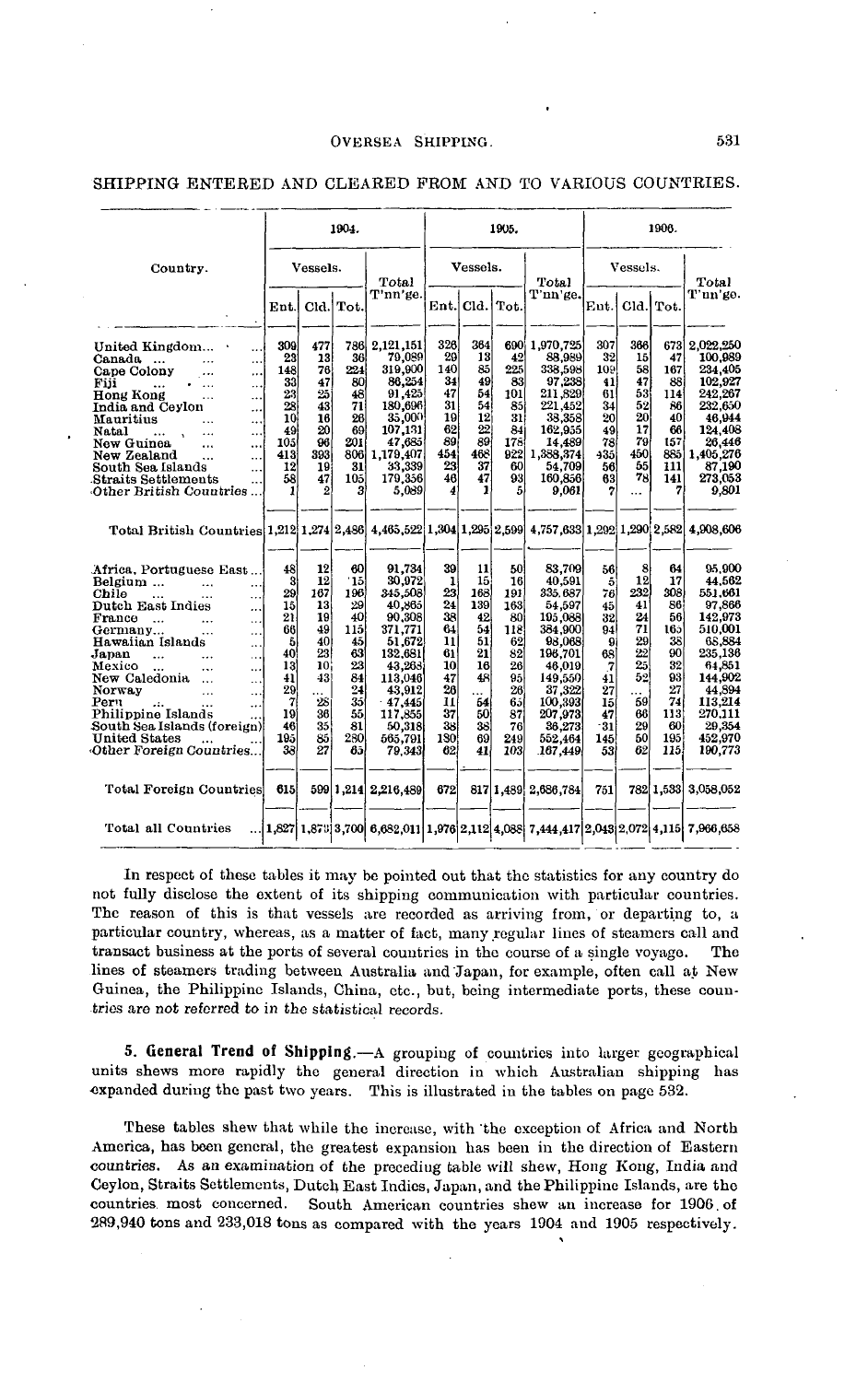## SHIPPING ENTERED AND CLEARED FROM AND TO VARIOUS COUNTRIES.

| Country. | 1904. | | | | 1905. | | | | 1906. | | | |
|---|---|---|---|---|---|---|---|---|---|---|---|---|
| | Vessels. | | | Total T'nn'ge. | Vessels. | | | Total T'nn'ge. | Vessels. | | | Total T'nn'ge. |
| | Ent. | Cld. | Tot. | | Ent. | Cld. | Tot. | | Ent. | Cld. | Tot. | |
| United Kingdom... | 309 | 477 | 786 | 2,121,151 | 326 | 364 | 690 | 1,970,725 | 307 | 366 | 673 | 2,022,250 |
| Canada ... | 23 | 13 | 36 | 70,089 | 29 | 13 | 42 | 88,989 | 32 | 15 | 47 | 100,989 |
| Cape Colony | 148 | 76 | 224 | 319,900 | 140 | 85 | 225 | 338,598 | 109 | 58 | 167 | 234,405 |
| Fiji | 33 | 47 | 80 | 86,254 | 34 | 49 | 83 | 97,238 | 41 | 47 | 88 | 102,927 |
| Hong Kong | 23 | 25 | 48 | 91,425 | 47 | 54 | 101 | 211,829 | 61 | 53 | 114 | 242,267 |
| India and Ceylon | 28 | 43 | 71 | 180,696 | 31 | 54 | 85 | 221,452 | 34 | 52 | 86 | 232,650 |
| Mauritius | 10 | 16 | 26 | 35,000 | 19 | 12 | 31 | 38,358 | 20 | 20 | 40 | 46,944 |
| Natal | 49 | 20 | 69 | 107,131 | 62 | 22 | 84 | 162,955 | 49 | 17 | 66 | 124,408 |
| New Guinea | 105 | 96 | 201 | 47,685 | 89 | 89 | 178 | 14,489 | 78 | 79 | 157 | 26,446 |
| New Zealand | 413 | 393 | 806 | 1,179,407 | 454 | 468 | 922 | 1,388,374 | 435 | 450 | 885 | 1,405,276 |
| South Sea Islands | 12 | 19 | 31 | 33,339 | 23 | 37 | 60 | 54,709 | 56 | 55 | 111 | 87,190 |
| Straits Settlements | 58 | 47 | 105 | 179,356 | 46 | 47 | 93 | 160,856 | 63 | 78 | 141 | 273,053 |
| Other British Countries... | 1 | 2 | 3 | 5,089 | 4 | 1 | 5 | 9,061 | 7 | ... | 7 | 9,801 |
| Total British Countries | 1,212 | 1,274 | 2,486 | 4,465,522 | 1,304 | 1,295 | 2,599 | 4,757,633 | 1,292 | 1,290 | 2,582 | 4,908,606 |
| Africa, Portuguese East... | 48 | 12 | 60 | 91,734 | 39 | 11 | 50 | 83,709 | 56 | 8 | 64 | 95,900 |
| Belgium ... | 3 | 12 | 15 | 30,972 | 1 | 15 | 16 | 40,591 | 5 | 12 | 17 | 44,562 |
| Chile | 29 | 167 | 196 | 345,508 | 23 | 168 | 191 | 335,687 | 76 | 232 | 308 | 551,661 |
| Dutch East Indies | 16 | 13 | 29 | 40,865 | 24 | 139 | 163 | 54,597 | 45 | 41 | 86 | 97,866 |
| France ... | 21 | 19 | 40 | 90,308 | 38 | 42 | 80 | 195,088 | 32 | 24 | 56 | 142,973 |
| Germany... | 66 | 49 | 115 | 371,771 | 64 | 54 | 118 | 384,900 | 94 | 71 | 165 | 510,001 |
| Hawaiian Islands | 5 | 40 | 45 | 51,672 | 11 | 51 | 62 | 98,068 | 9 | 29 | 38 | 68,884 |
| Japan | 40 | 23 | 63 | 132,681 | 61 | 21 | 82 | 196,701 | 68 | 22 | 90 | 235,136 |
| Mexico ... | 13 | 10 | 23 | 43,268 | 10 | 16 | 26 | 46,019 | 7 | 25 | 32 | 64,851 |
| New Caledonia ... | 41 | 43 | 84 | 113,046 | 47 | 48 | 95 | 149,550 | 41 | 52 | 93 | 144,902 |
| Norway | 29 | ... | 24 | 43,912 | 26 | ... | 26 | 37,322 | 27 | ... | 27 | 44,894 |
| Peru | 7 | 28 | 35 | 47,445 | 11 | 54 | 65 | 100,393 | 15 | 59 | 74 | 113,214 |
| Philippine Islands | 19 | 36 | 55 | 117,855 | 37 | 50 | 87 | 207,973 | 47 | 66 | 113 | 270,111 |
| South Sea Islands (foreign) | 46 | 35 | 81 | 50,318 | 38 | 38 | 76 | 36,273 | 31 | 29 | 60 | 29,354 |
| United States | 195 | 85 | 280 | 565,791 | 180 | 69 | 249 | 552,464 | 145 | 50 | 195 | 452,970 |
| Other Foreign Countries... | 38 | 27 | 65 | 79,343 | 62 | 41 | 103 | 167,449 | 53 | 62 | 115 | 190,773 |
| Total Foreign Countries | 615 | 599 | 1,214 | 2,216,489 | 672 | 817 | 1,489 | 2,686,784 | 751 | 782 | 1,533 | 3,058,052 |
| Total all Countries | 1,827 | 1,873 | 3,700 | 6,682,011 | 1,976 | 2,112 | 4,088 | 7,444,417 | 2,043 | 2,072 | 4,115 | 7,966,658 |

In respect of these tables it may be pointed out that the statistics for any country do not fully disclose the extent of its shipping communication with particular countries. The reason of this is that vessels are recorded as arriving from, or departing to, a particular country, whereas, as a matter of fact, many regular lines of steamers call and transact business at the ports of several countries in the course of a single voyage. The lines of steamers trading between Australia and Japan, for example, often call at New Guinea, the Philippine Islands, China, etc., but, being intermediate ports, these countries are not referred to in the statistical records.

**5. General Trend of Shipping.**—A grouping of countries into larger geographical units shews more rapidly the general direction in which Australian shipping has expanded during the past two years. This is illustrated in the tables on page 532.

These tables shew that while the increase, with the exception of Africa and North America, has been general, the greatest expansion has been in the direction of Eastern countries. As an examination of the preceding table will shew, Hong Kong, India and Ceylon, Straits Settlements, Dutch East Indies, Japan, and the Philippine Islands, are the countries most concerned. South American countries shew an increase for 1906 of 289,940 tons and 233,018 tons as compared with the years 1904 and 1905 respectively.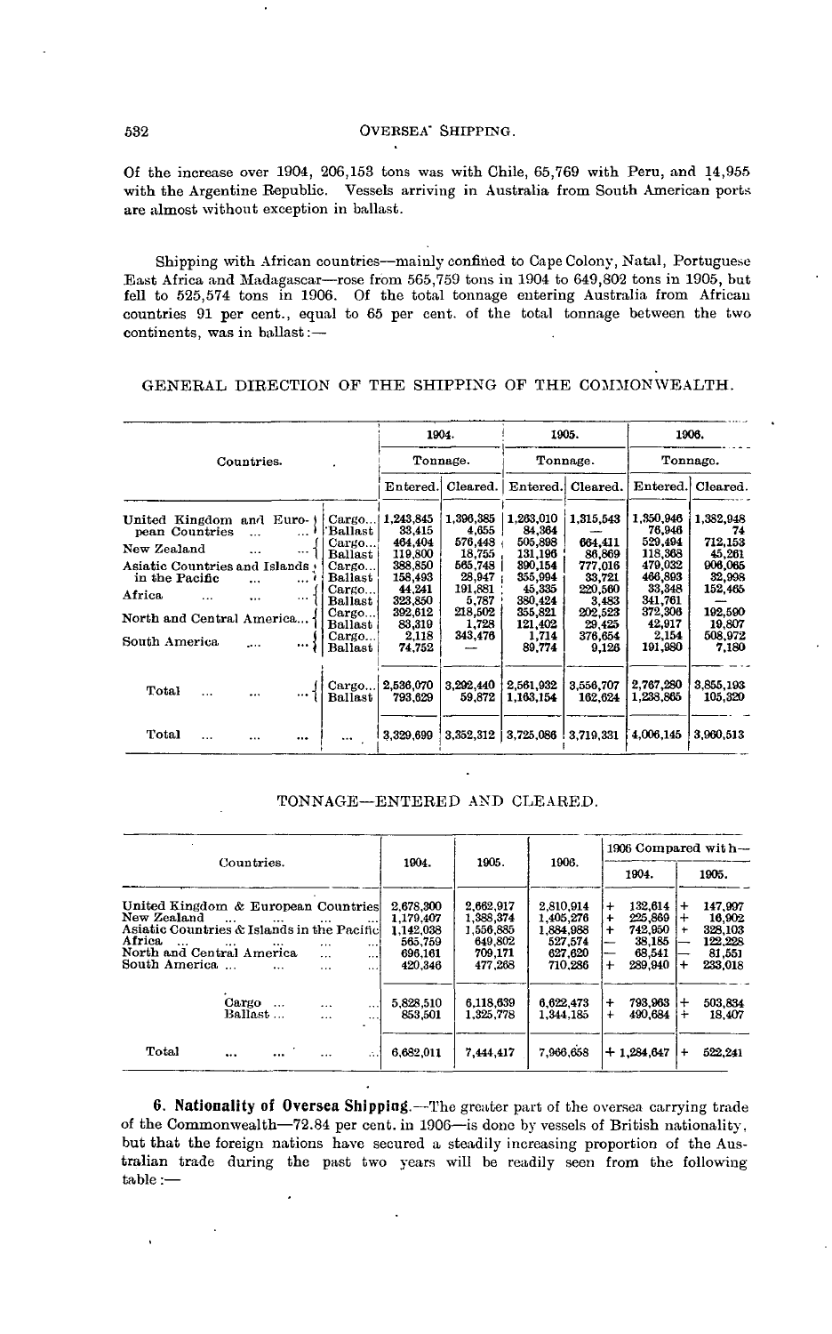Of the increase over 1904, 206,153 tons was with Chile, 65,769 with Peru, and 14,955 with the Argentine Republic. Vessels arriving in Australia from South American ports are almost without exception in ballast.

Shipping with African countries—mainly confined to Cape Colony, Natal, Portuguese East Africa and Madagascar—rose from 565,759 tons in 1904 to 649,802 tons in 1905, but fell to 525,574 tons in 1906. Of the total tonnage entering Australia from African countries 91 per cent., equal to 65 per cent. of the total tonnage between the two continents, was in ballast:—

## GENERAL DIRECTION OF THE SHIPPING OF THE COMMONWEALTH.

| Countries. | | 1904. | | 1905. | | 1906. | |
|---|---|---|---|---|---|---|---|
| | | Tonnage. | | Tonnage. | | Tonnage. | |
| | | Entered. | Cleared. | Entered. | Cleared. | Entered. | Cleared. |
| United Kingdom and European Countries ... | Cargo... | 1,243,845 | 1,396,385 | 1,263,010 | 1,315,543 | 1,350,946 | 1,382,948 |
| | Ballast | 33,415 | 4,655 | 84,364 | — | 76,946 | 74 |
| New Zealand ... ... | Cargo... | 464,404 | 576,448 | 505,898 | 664,411 | 529,494 | 712,153 |
| | Ballast | 119,800 | 18,755 | 131,196 | 86,869 | 118,368 | 45,261 |
| Asiatic Countries and Islands in the Pacific ... | Cargo... | 388,850 | 565,748 | 390,154 | 777,016 | 479,032 | 906,065 |
| | Ballast | 158,493 | 28,947 | 355,994 | 33,721 | 466,893 | 32,998 |
| Africa ... ... ... | Cargo... | 44,241 | 191,881 | 45,335 | 220,560 | 33,348 | 152,465 |
| | Ballast | 323,850 | 5,787 | 380,424 | 3,483 | 341,761 | — |
| North and Central America... | Cargo... | 392,612 | 218,502 | 355,821 | 202,523 | 372,306 | 192,590 |
| | Ballast | 83,319 | 1,728 | 121,402 | 29,425 | 42,917 | 19,807 |
| South America ... ... | Cargo... | 2,118 | 343,476 | 1,714 | 376,654 | 2,154 | 508,972 |
| | Ballast | 74,752 | — | 89,774 | 9,126 | 191,980 | 7,180 |
| Total ... ... ... | Cargo... | 2,536,070 | 3,292,440 | 2,561,932 | 3,556,707 | 2,767,280 | 3,855,193 |
| | Ballast | 793,629 | 59,872 | 1,163,154 | 162,624 | 1,238,865 | 105,320 |
| Total ... ... ... | ... | 3,329,699 | 3,352,312 | 3,725,086 | 3,719,331 | 4,006,145 | 3,960,513 |

## TONNAGE—ENTERED AND CLEARED.

| Countries. | 1904. | 1905. | 1906. | 1906 Compared with— | |
|---|---|---|---|---|---|
| | | | | 1904. | 1905. |
| United Kingdom & European Countries | 2,678,300 | 2,662,917 | 2,810,914 | + 132,614 | + 147,997 |
| New Zealand ... ... ... ... | 1,179,407 | 1,388,374 | 1,405,276 | + 225,869 | + 16,902 |
| Asiatic Countries & Islands in the Pacific | 1,142,038 | 1,556,885 | 1,884,988 | + 742,950 | + 328,103 |
| Africa ... ... ... ... ... | 565,759 | 649,802 | 527,574 | — 38,185 | — 122,228 |
| North and Central America ... ... | 696,161 | 709,171 | 627,620 | — 68,541 | — 81,551 |
| South America ... ... ... ... | 420,346 | 477,268 | 710,286 | + 289,940 | + 233,018 |
| Cargo ... ... ... | 5,828,510 | 6,118,639 | 6,622,473 | + 793,963 | + 503,834 |
| Ballast ... ... ... | 853,501 | 1,325,778 | 1,344,185 | + 490,684 | + 18,407 |
| Total ... ... ... ... | 6,682,011 | 7,444,417 | 7,966,658 | + 1,284,647 | + 522,241 |

**6. Nationality of Oversea Shipping.**—The greater part of the oversea carrying trade of the Commonwealth—72.84 per cent. in 1906—is done by vessels of British nationality, but that the foreign nations have secured a steadily increasing proportion of the Australian trade during the past two years will be readily seen from the following table:—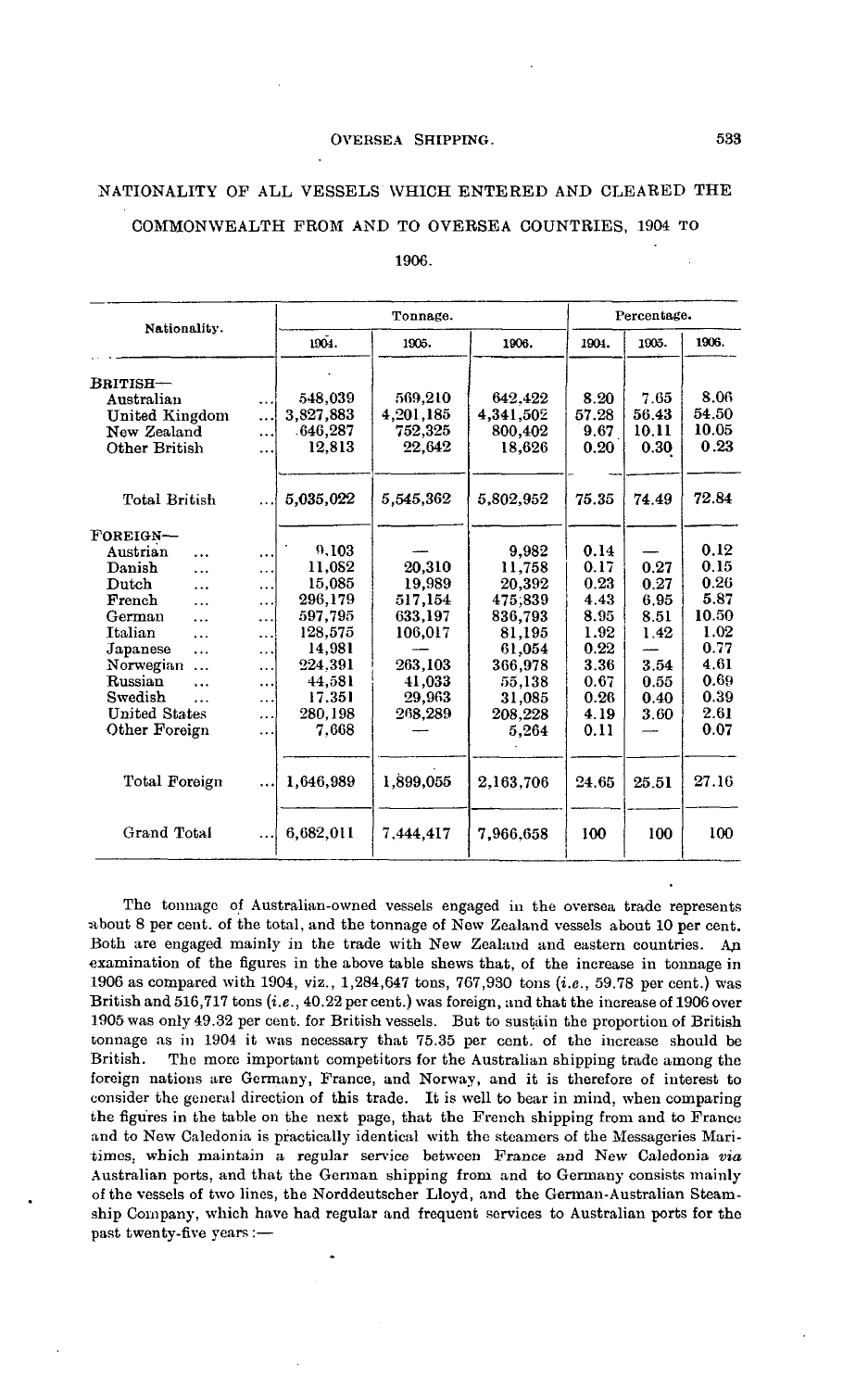## NATIONALITY OF ALL VESSELS WHICH ENTERED AND CLEARED THE COMMONWEALTH FROM AND TO OVERSEA COUNTRIES, 1904 TO 1906.

| Nationality. | Tonnage. | | | Percentage. | | |
|---|---|---|---|---|---|---|
| | 1904. | 1905. | 1906. | 1904. | 1905. | 1906. |
| BRITISH— | | | | | | |
| Australian ... | 548,039 | 569,210 | 642,422 | 8.20 | 7.65 | 8.06 |
| United Kingdom ... | 3,827,883 | 4,201,185 | 4,341,502 | 57.28 | 56.43 | 54.50 |
| New Zealand ... | 646,287 | 752,325 | 800,402 | 9.67 | 10.11 | 10.05 |
| Other British ... | 12,813 | 22,642 | 18,626 | 0.20 | 0.30 | 0.23 |
| Total British ... | 5,035,022 | 5,545,362 | 5,802,952 | 75.35 | 74.49 | 72.84 |
| FOREIGN— | | | | | | |
| Austrian ... | 9,103 | — | 9,982 | 0.14 | — | 0.12 |
| Danish ... | 11,082 | 20,310 | 11,758 | 0.17 | 0.27 | 0.15 |
| Dutch ... | 15,085 | 19,989 | 20,392 | 0.23 | 0.27 | 0.26 |
| French ... | 296,179 | 517,154 | 475,839 | 4.43 | 6.95 | 5.87 |
| German ... | 597,795 | 633,197 | 836,793 | 8.95 | 8.51 | 10.50 |
| Italian ... | 128,575 | 106,017 | 81,195 | 1.92 | 1.42 | 1.02 |
| Japanese ... | 14,981 | — | 61,054 | 0.22 | — | 0.77 |
| Norwegian ... | 224,391 | 263,103 | 366,978 | 3.36 | 3.54 | 4.61 |
| Russian ... | 44,581 | 41,033 | 55,138 | 0.67 | 0.55 | 0.69 |
| Swedish ... | 17,351 | 29,963 | 31,085 | 0.26 | 0.40 | 0.39 |
| United States ... | 280,198 | 268,289 | 208,228 | 4.19 | 3.60 | 2.61 |
| Other Foreign ... | 7,668 | — | 5,264 | 0.11 | — | 0.07 |
| Total Foreign ... | 1,646,989 | 1,899,055 | 2,163,706 | 24.65 | 25.51 | 27.16 |
| Grand Total ... | 6,682,011 | 7,444,417 | 7,966,658 | 100 | 100 | 100 |

The tonnage of Australian-owned vessels engaged in the oversea trade represents about 8 per cent. of the total, and the tonnage of New Zealand vessels about 10 per cent. Both are engaged mainly in the trade with New Zealand and eastern countries. An examination of the figures in the above table shews that, of the increase in tonnage in 1906 as compared with 1904, viz., 1,284,647 tons, 767,930 tons (*i.e.*, 59.78 per cent.) was British and 516,717 tons (*i.e.*, 40.22 per cent.) was foreign, and that the increase of 1906 over 1905 was only 49.32 per cent. for British vessels. But to sustain the proportion of British tonnage as in 1904 it was necessary that 75.35 per cent. of the increase should be British. The more important competitors for the Australian shipping trade among the foreign nations are Germany, France, and Norway, and it is therefore of interest to consider the general direction of this trade. It is well to bear in mind, when comparing the figures in the table on the next page, that the French shipping from and to France and to New Caledonia is practically identical with the steamers of the Messageries Maritimes, which maintain a regular service between France and New Caledonia *via* Australian ports, and that the German shipping from and to Germany consists mainly of the vessels of two lines, the Norddeutscher Lloyd, and the German-Australian Steamship Company, which have had regular and frequent services to Australian ports for the past twenty-five years :—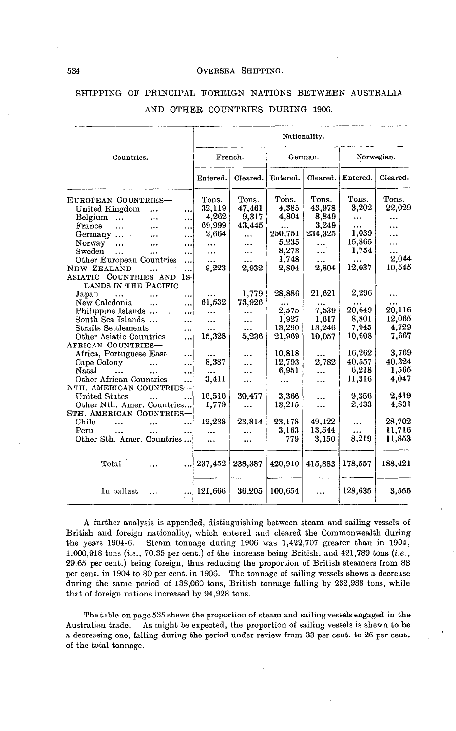## SHIPPING OF PRINCIPAL FOREIGN NATIONS BETWEEN AUSTRALIA AND OTHER COUNTRIES DURING 1906.

| Countries. | Nationality. | | | | | |
|---|---|---|---|---|---|---|
| | French. | | German. | | Norwegian. | |
| | Entered. | Cleared. | Entered. | Cleared. | Entered. | Cleared. |
| | Tons. | Tons. | Tons. | Tons. | Tons. | Tons. |
| EUROPEAN COUNTRIES— | | | | | | |
| United Kingdom ... ... | 32,119 | 47,461 | 4,385 | 43,978 | 3,202 | 22,029 |
| Belgium ... ... ... | 4,262 | 9,317 | 4,804 | 8,849 | ... | ... |
| France ... ... ... | 69,999 | 43,445 | ... | 3,249 | ... | ... |
| Germany ... ... ... | 2,664 | ... | 250,751 | 234,325 | 1,039 | ... |
| Norway ... ... ... | ... | ... | 5,235 | ... | 15,865 | ... |
| Sweden ... ... ... | ... | ... | 8,273 | ... | 1,754 | ... |
| Other European Countries ... | ... | ... | 1,748 | ... | ... | 2,044 |
| NEW ZEALAND ... ... | 9,223 | 2,932 | 2,804 | 2,804 | 12,037 | 10,545 |
| ASIATIC COUNTRIES AND ISLANDS IN THE PACIFIC— | | | | | | |
| Japan ... ... ... | ... | 1,779 | 28,886 | 21,621 | 2,296 | ... |
| New Caledonia ... ... | 61,532 | 73,926 | ... | ... | ... | ... |
| Philippine Islands ... ... | ... | ... | 2,575 | 7,539 | 20,649 | 20,116 |
| South Sea Islands ... ... | ... | ... | 1,927 | 1,617 | 8,801 | 12,065 |
| Straits Settlements ... | ... | ... | 13,290 | 13,246 | 7,945 | 4,729 |
| Other Asiatic Countries ... | 15,328 | 5,236 | 21,969 | 10,057 | 10,608 | 7,667 |
| AFRICAN COUNTRIES— | | | | | | |
| Africa, Portuguese East ... | ... | ... | 10,818 | ... | 16,262 | 3,769 |
| Cape Colony ... ... | 8,387 | ... | 12,793 | 2,782 | 40,557 | 40,324 |
| Natal ... ... ... | ... | ... | 6,951 | ... | 6,218 | 1,565 |
| Other African Countries ... | 3,411 | ... | ... | ... | 11,316 | 4,047 |
| NTH. AMERICAN COUNTRIES— | | | | | | |
| United States ... ... | 16,510 | 30,477 | 3,366 | ... | 9,356 | 2,419 |
| Other Nth. Amer. Countries... | 1,779 | ... | 13,215 | ... | 2,433 | 4,831 |
| STH. AMERICAN COUNTRIES— | | | | | | |
| Chile ... ... ... | 12,238 | 23,814 | 23,178 | 49,122 | ... | 28,702 |
| Peru ... ... ... | ... | ... | 3,163 | 13,544 | ... | 11,716 |
| Other Sth. Amer. Countries ... | ... | ... | 779 | 3,150 | 8,219 | 11,853 |
| Total ... ... | 237,452 | 238,387 | 420,910 | 415,883 | 178,557 | 188,421 |
| In ballast ... ... | 121,666 | 36,205 | 100,654 | ... | 128,635 | 3,555 |

A further analysis is appended, distinguishing between steam and sailing vessels of British and foreign nationality, which entered and cleared the Commonwealth during the years 1904-6. Steam tonnage during 1906 was 1,422,707 greater than in 1904, 1,000,918 tons (*i.e.*, 70.35 per cent.) of the increase being British, and 421,789 tons (*i.e.*, 29.65 per cent.) being foreign, thus reducing the proportion of British steamers from 83 per cent. in 1904 to 80 per cent. in 1906. The tonnage of sailing vessels shews a decrease during the same period of 138,060 tons, British tonnage falling by 232,988 tons, while that of foreign nations increased by 94,928 tons.

The table on page 535 shews the proportion of steam and sailing vessels engaged in the Australian trade. As might be expected, the proportion of sailing vessels is shewn to be a decreasing one, falling during the period under review from 33 per cent. to 26 per cent. of the total tonnage.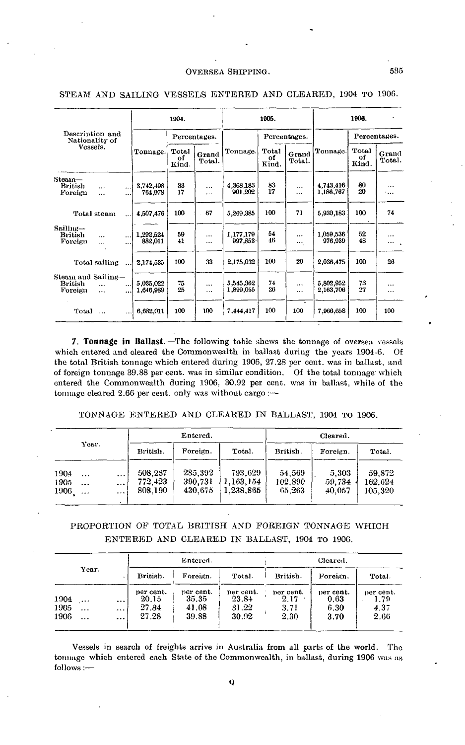STEAM AND SAILING VESSELS ENTERED AND CLEARED, 1904 TO 1906.

| Description and Nationality of Vessels. | 1904. | | | 1905. | | | 1906. | | |
|---|---|---|---|---|---|---|---|---|---|
| | Tonnage. | Percentages. | | Tonnage. | Percentages. | | Tonnage. | Percentages. | |
| | | Total of Kind. | Grand Total. | | Total of Kind. | Grand Total. | | Total of Kind. | Grand Total. |
| Steam— | | | | | | | | | |
| British ... ... | 3,742,498 | 83 | ... | 4,368,183 | 83 | ... | 4,743,416 | 80 | ... |
| Foreign ... ... | 764,978 | 17 | ... | 901,202 | 17 | ... | 1,186,767 | 20 | ... |
| Total steam ... | 4,507,476 | 100 | 67 | 5,269,385 | 100 | 71 | 5,930,183 | 100 | 74 |
| Sailing— | | | | | | | | | |
| British ... ... | 1,292,524 | 59 | ... | 1,177,179 | 54 | ... | 1,059,536 | 52 | ... |
| Foreign ... ... | 882,011 | 41 | ... | 997,853 | 46 | ... | 976,939 | 48 | ... |
| Total sailing ... | 2,174,535 | 100 | 33 | 2,175,032 | 100 | 29 | 2,036,475 | 100 | 26 |
| Steam and Sailing— | | | | | | | | | |
| British ... ... | 5,035,022 | 75 | ... | 5,545,362 | 74 | ... | 5,802,952 | 73 | ... |
| Foreign ... ... | 1,646,989 | 25 | ... | 1,899,055 | 26 | ... | 2,163,706 | 27 | ... |
| Total ... ... | 6,682,011 | 100 | 100 | 7,444,417 | 100 | 100 | 7,966,658 | 100 | 100 |

**7. Tonnage in Ballast.**—The following table shews the tonnage of oversea vessels which entered and cleared the Commonwealth in ballast during the years 1904-6. Of the total British tonnage which entered during 1906, 27.28 per cent. was in ballast, and of foreign tonnage 39.88 per cent. was in similar condition. Of the total tonnage which entered the Commonwealth during 1906, 30.92 per cent. was in ballast, while of the tonnage cleared 2.66 per cent. only was without cargo :—

TONNAGE ENTERED AND CLEARED IN BALLAST, 1904 TO 1906.

| Year. | Entered. | | | Cleared. | | |
|---|---|---|---|---|---|---|
| | British. | Foreign. | Total. | British. | Foreign. | Total. |
| 1904 ... ... | 508,237 | 285,392 | 793,629 | 54,569 | 5,303 | 59,872 |
| 1905 ... ... | 772,423 | 390,731 | 1,163,154 | 102,890 | 59,734 | 162,624 |
| 1906 ... ... | 808,190 | 430,675 | 1,238,865 | 65,263 | 40,057 | 105,320 |

PROPORTION OF TOTAL BRITISH AND FOREIGN TONNAGE WHICH ENTERED AND CLEARED IN BALLAST, 1904 TO 1906.

| Year. | Entered. | | | Cleared. | | |
|---|---|---|---|---|---|---|
| | British. | Foreign. | Total. | British. | Foreign. | Total. |
| | per cent. | per cent. | per cent. | per cent. | per cent. | per cent. |
| 1904 ... ... | 20.15 | 35.35 | 23.84 | 2.17 | 0.63 | 1.79 |
| 1905 ... ... | 27.84 | 41.08 | 31.22 | 3.71 | 6.30 | 4.37 |
| 1906 ... ... | 27.28 | 39.88 | 30.92 | 2.30 | 3.70 | 2.66 |

Vessels in search of freights arrive in Australia from all parts of the world. The tonnage which entered each State of the Commonwealth, in ballast, during 1906 was as follows :—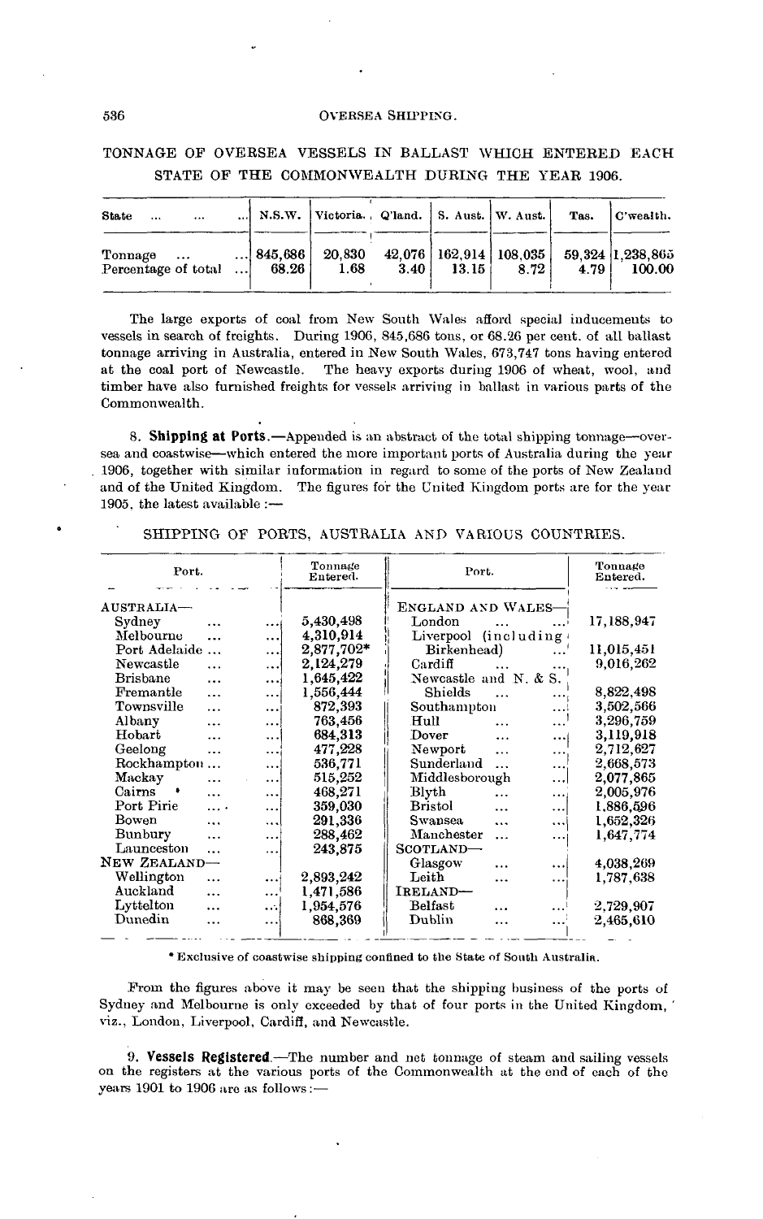## TONNAGE OF OVERSEA VESSELS IN BALLAST WHICH ENTERED EACH STATE OF THE COMMONWEALTH DURING THE YEAR 1906.

| State ... ... ... | N.S.W. | Victoria. | Q'land. | S. Aust. | W. Aust. | Tas. | C'wealth. |
|---|---|---|---|---|---|---|---|
| Tonnage ... ... | 845,686 | 20,830 | 42,076 | 162,914 | 108,035 | 59,324 | 1,238,865 |
| Percentage of total ... | 68.26 | 1.68 | 3.40 | 13.15 | 8.72 | 4.79 | 100.00 |

The large exports of coal from New South Wales afford special inducements to vessels in search of freights. During 1906, 845,686 tons, or 68.26 per cent. of all ballast tonnage arriving in Australia, entered in New South Wales, 673,747 tons having entered at the coal port of Newcastle. The heavy exports during 1906 of wheat, wool, and timber have also furnished freights for vessels arriving in ballast in various parts of the Commonwealth.

8. **Shipping at Ports.**—Appended is an abstract of the total shipping tonnage—oversea and coastwise—which entered the more important ports of Australia during the year 1906, together with similar information in regard to some of the ports of New Zealand and of the United Kingdom. The figures for the United Kingdom ports are for the year 1905, the latest available :—

## SHIPPING OF PORTS, AUSTRALIA AND VARIOUS COUNTRIES.

| Port. | Tonnage Entered. | Port. | Tonnage Entered. |
|---|---|---|---|
| AUSTRALIA— | | ENGLAND AND WALES— | |
| Sydney ... ... | 5,430,498 | London ... ... | 17,188,947 |
| Melbourne ... ... | 4,310,914 | Liverpool (including Birkenhead) ... | 11,015,451 |
| Port Adelaide ... ... | 2,877,702* | Cardiff ... ... | 9,016,262 |
| Newcastle ... ... | 2,124,279 | Newcastle and N. & S. Shields ... | 8,822,498 |
| Brisbane ... ... | 1,645,422 | Southampton ... | 3,502,566 |
| Fremantle ... ... | 1,556,444 | Hull ... ... | 3,296,759 |
| Townsville ... ... | 872,393 | Dover ... ... | 3,119,918 |
| Albany ... ... | 763,456 | Newport ... ... | 2,712,627 |
| Hobart ... ... | 684,313 | Sunderland ... ... | 2,668,573 |
| Geelong ... ... | 477,228 | Middlesborough ... | 2,077,865 |
| Rockhampton ... ... | 536,771 | Blyth ... ... | 2,005,976 |
| Mackay ... ... | 515,252 | Bristol ... ... | 1,886,596 |
| Cairns ... ... | 468,271 | Swansea ... ... | 1,652,326 |
| Port Pirie ... ... | 359,030 | Manchester ... ... | 1,647,774 |
| Bowen ... ... | 291,336 | SCOTLAND— | |
| Bunbury ... ... | 288,462 | Glasgow ... ... | 4,038,269 |
| Launceston ... ... | 243,875 | Leith ... ... | 1,787,638 |
| NEW ZEALAND— | | IRELAND— | |
| Wellington ... ... | 2,893,242 | Belfast ... ... | 2,729,907 |
| Auckland ... ... | 1,471,586 | Dublin ... ... | 2,465,610 |
| Lyttelton ... ... | 1,954,576 | | |
| Dunedin ... ... | 868,369 | | |

\* Exclusive of coastwise shipping confined to the State of South Australia.

From the figures above it may be seen that the shipping business of the ports of Sydney and Melbourne is only exceeded by that of four ports in the United Kingdom, viz., London, Liverpool, Cardiff, and Newcastle.

9. **Vessels Registered.**—The number and net tonnage of steam and sailing vessels on the registers at the various ports of the Commonwealth at the end of each of the years 1901 to 1906 are as follows :—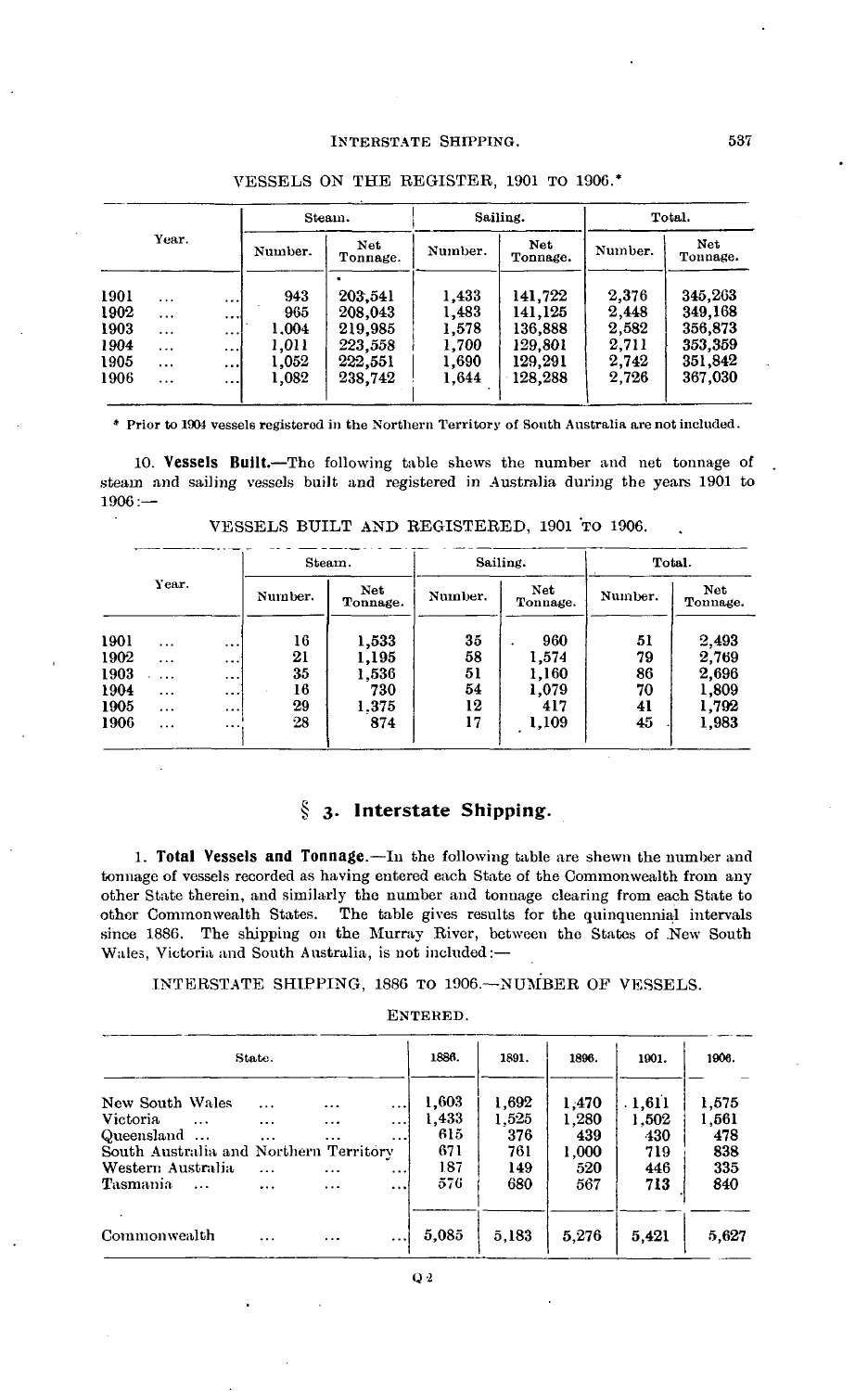VESSELS ON THE REGISTER, 1901 TO 1906.*

| Year. | Steam. | | Sailing. | | Total. | |
|---|---|---|---|---|---|---|
| | Number. | Net Tonnage. | Number. | Net Tonnage. | Number. | Net Tonnage. |
| 1901 ... ... | 943 | 203,541 | 1,433 | 141,722 | 2,376 | 345,263 |
| 1902 ... ... | 965 | 208,043 | 1,483 | 141,125 | 2,448 | 349,168 |
| 1903 ... ... | 1,004 | 219,985 | 1,578 | 136,888 | 2,582 | 356,873 |
| 1904 ... ... | 1,011 | 223,558 | 1,700 | 129,801 | 2,711 | 353,359 |
| 1905 ... ... | 1,052 | 222,551 | 1,690 | 129,291 | 2,742 | 351,842 |
| 1906 ... ... | 1,082 | 238,742 | 1,644 | 128,288 | 2,726 | 367,030 |

\* Prior to 1904 vessels registered in the Northern Territory of South Australia are not included.

10. **Vessels Built.**—The following table shews the number and net tonnage of steam and sailing vessels built and registered in Australia during the years 1901 to 1906:—

VESSELS BUILT AND REGISTERED, 1901 TO 1906.

| Year. | Steam. | | Sailing. | | Total. | |
|---|---|---|---|---|---|---|
| | Number. | Net Tonnage. | Number. | Net Tonnage. | Number. | Net Tonnage. |
| 1901 ... ... | 16 | 1,533 | 35 | 960 | 51 | 2,493 |
| 1902 ... ... | 21 | 1,195 | 58 | 1,574 | 79 | 2,769 |
| 1903 ... ... | 35 | 1,536 | 51 | 1,160 | 86 | 2,696 |
| 1904 ... ... | 16 | 730 | 54 | 1,079 | 70 | 1,809 |
| 1905 ... ... | 29 | 1,375 | 12 | 417 | 41 | 1,792 |
| 1906 ... ... | 28 | 874 | 17 | 1,109 | 45 | 1,983 |

## § 3. Interstate Shipping.

1. **Total Vessels and Tonnage.**—In the following table are shewn the number and tonnage of vessels recorded as having entered each State of the Commonwealth from any other State therein, and similarly the number and tonnage clearing from each State to other Commonwealth States. The table gives results for the quinquennial intervals since 1886. The shipping on the Murray River, between the States of New South Wales, Victoria and South Australia, is not included:—

INTERSTATE SHIPPING, 1886 TO 1906.—NUMBER OF VESSELS.

ENTERED.

| State. | 1886. | 1891. | 1896. | 1901. | 1906. |
|---|---|---|---|---|---|
| New South Wales ... ... ... | 1,603 | 1,692 | 1,470 | 1,611 | 1,575 |
| Victoria ... ... ... ... | 1,433 | 1,525 | 1,280 | 1,502 | 1,561 |
| Queensland ... ... ... ... | 615 | 376 | 439 | 430 | 478 |
| South Australia and Northern Territory | 671 | 761 | 1,000 | 719 | 838 |
| Western Australia ... ... ... | 187 | 149 | 520 | 446 | 335 |
| Tasmania ... ... ... ... | 576 | 680 | 567 | 713 | 840 |
| Commonwealth ... ... ... | 5,085 | 5,183 | 5,276 | 5,421 | 5,627 |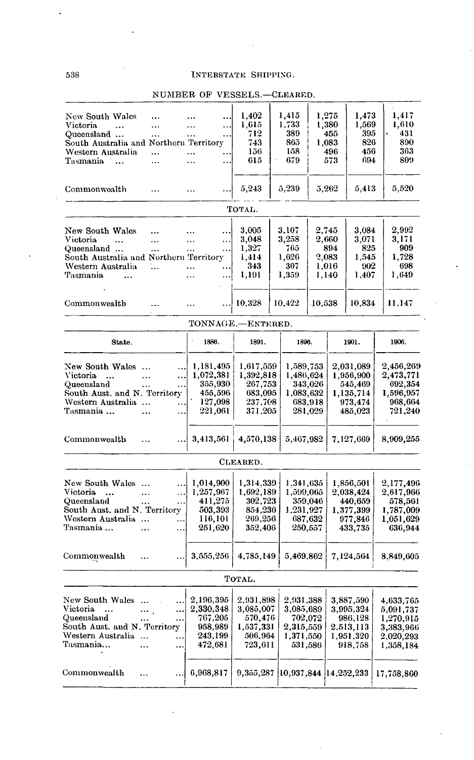NUMBER OF VESSELS.—CLEARED.

| State. | 1886. | 1891. | 1896. | 1901. | 1906. |
|---|---|---|---|---|---|
| New South Wales ... | 1,402 | 1,415 | 1,275 | 1,473 | 1,417 |
| Victoria ... | 1,615 | 1,733 | 1,380 | 1,569 | 1,610 |
| Queensland ... | 712 | 389 | 455 | 395 | 431 |
| South Australia and Northern Territory | 743 | 865 | 1,083 | 826 | 890 |
| Western Australia ... | 156 | 158 | 496 | 456 | 363 |
| Tasmania ... | 615 | 679 | 573 | 694 | 809 |
| Commonwealth ... | 5,243 | 5,239 | 5,262 | 5,413 | 5,520 |

TOTAL.

| State. | 1886. | 1891. | 1896. | 1901. | 1906. |
|---|---|---|---|---|---|
| New South Wales ... | 3,005 | 3,107 | 2,745 | 3,084 | 2,992 |
| Victoria ... | 3,048 | 3,258 | 2,660 | 3,071 | 3,171 |
| Queensland ... | 1,327 | 765 | 894 | 825 | 909 |
| South Australia and Northern Territory | 1,626 | 1,626 | 2,083 | 1,545 | 1,728 |
| Western Australia ... | 343 | 307 | 1,016 | 902 | 698 |
| Tasmania ... | 1,191 | 1,359 | 1,140 | 1,407 | 1,649 |
| Commonwealth ... | 10,328 | 10,422 | 10,538 | 10,834 | 11,147 |

TONNAGE.—ENTERED.

| State. | 1886. | 1891. | 1896. | 1901. | 1906. |
|---|---|---|---|---|---|
| New South Wales ... | 1,181,495 | 1,617,559 | 1,589,753 | 2,031,089 | 2,456,269 |
| Victoria ... | 1,072,381 | 1,392,818 | 1,486,624 | 1,956,900 | 2,473,771 |
| Queensland ... | 355,930 | 267,753 | 343,026 | 545,469 | 692,354 |
| South Aust. and N. Territory | 455,596 | 683,095 | 1,083,632 | 1,135,714 | 1,596,957 |
| Western Australia ... | 127,098 | 237,708 | 683,918 | 973,474 | 968,664 |
| Tasmania ... | 221,061 | 371,205 | 281,029 | 485,023 | 721,240 |
| Commonwealth ... | 3,413,561 | 4,570,138 | 5,467,982 | 7,127,669 | 8,909,255 |

CLEARED.

| State. | 1886. | 1891. | 1896. | 1901. | 1906. |
|---|---|---|---|---|---|
| New South Wales ... | 1,014,900 | 1,314,339 | 1,341,635 | 1,856,501 | 2,177,496 |
| Victoria ... | 1,257,967 | 1,692,189 | 1,599,065 | 2,038,424 | 2,617,966 |
| Queensland ... | 411,275 | 302,723 | 359,046 | 440,659 | 578,561 |
| South Aust. and N. Territory | 503,393 | 854,236 | 1,231,927 | 1,377,399 | 1,787,009 |
| Western Australia ... | 116,101 | 269,256 | 687,632 | 977,846 | 1,051,629 |
| Tasmania ... | 251,620 | 352,406 | 250,557 | 433,735 | 636,944 |
| Commonwealth ... | 3,555,256 | 4,785,149 | 5,469,862 | 7,124,564 | 8,849,605 |

TOTAL.

| State. | 1886. | 1891. | 1896. | 1901. | 1906. |
|---|---|---|---|---|---|
| New South Wales ... | 2,196,395 | 2,931,898 | 2,931,388 | 3,887,590 | 4,633,765 |
| Victoria ... | 2,330,348 | 3,085,007 | 3,085,689 | 3,995,324 | 5,091,737 |
| Queensland ... | 767,205 | 570,476 | 702,072 | 986,128 | 1,270,915 |
| South Aust. and N. Territory | 958,989 | 1,537,331 | 2,315,559 | 2,513,113 | 3,383,966 |
| Western Australia ... | 243,199 | 506,964 | 1,371,550 | 1,951,320 | 2,020,293 |
| Tasmania... | 472,681 | 723,611 | 531,586 | 918,758 | 1,358,184 |
| Commonwealth ... | 6,968,817 | 9,355,287 | 10,937,844 | 14,252,233 | 17,758,860 |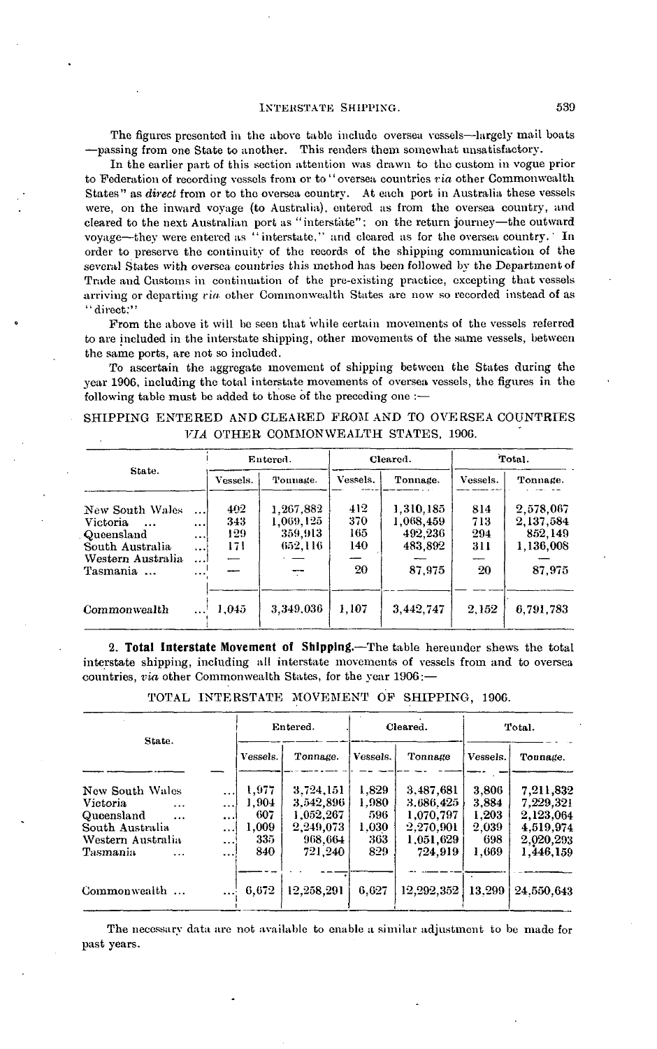The figures presented in the above table include oversea vessels—largely mail boats—passing from one State to another. This renders them somewhat unsatisfactory.

In the earlier part of this section attention was drawn to the custom in vogue prior to Federation of recording vessels from or to "oversea countries *via* other Commonwealth States" as *direct* from or to the oversea country. At each port in Australia these vessels were, on the inward voyage (to Australia), entered as from the oversea country, and cleared to the next Australian port as "interstate"; on the return journey—the outward voyage—they were entered as "interstate," and cleared as for the oversea country. In order to preserve the continuity of the records of the shipping communication of the several States with oversea countries this method has been followed by the Department of Trade and Customs in continuation of the pre-existing practice, excepting that vessels arriving or departing *via* other Commonwealth States are now so recorded instead of as "direct."

From the above it will be seen that while certain movements of the vessels referred to are included in the interstate shipping, other movements of the same vessels, between the same ports, are not so included.

To ascertain the aggregate movement of shipping between the States during the year 1906, including the total interstate movements of oversea vessels, the figures in the following table must be added to those of the preceding one :—

SHIPPING ENTERED AND CLEARED FROM AND TO OVERSEA COUNTRIES *VIA* OTHER COMMONWEALTH STATES, 1906.

| State. | Entered. | | Cleared. | | Total. | |
|---|---|---|---|---|---|---|
| | Vessels. | Tonnage. | Vessels. | Tonnage. | Vessels. | Tonnage. |
| New South Wales ... | 402 | 1,267,882 | 412 | 1,310,185 | 814 | 2,578,067 |
| Victoria ... ... | 343 | 1,069,125 | 370 | 1,068,459 | 713 | 2,137,584 |
| Queensland ... | 129 | 359,913 | 165 | 492,236 | 294 | 852,149 |
| South Australia ... | 171 | 652,116 | 140 | 483,892 | 311 | 1,136,008 |
| Western Australia ... | — | — | — | — | — | — |
| Tasmania ... ... | — | — | 20 | 87,975 | 20 | 87,975 |
| Commonwealth ... | 1,045 | 3,349,036 | 1,107 | 3,442,747 | 2,152 | 6,791,783 |

2. **Total Interstate Movement of Shipping.**—The table hereunder shews the total interstate shipping, including all interstate movements of vessels from and to oversea countries, *via* other Commonwealth States, for the year 1906:—

TOTAL INTERSTATE MOVEMENT OF SHIPPING, 1906.

| State. | Entered. | | Cleared. | | Total. | |
|---|---|---|---|---|---|---|
| | Vessels. | Tonnage. | Vessels. | Tonnage | Vessels. | Tonnage. |
| New South Wales ... | 1,977 | 3,724,151 | 1,829 | 3,487,681 | 3,806 | 7,211,832 |
| Victoria ... ... | 1,904 | 3,542,896 | 1,980 | 3,686,425 | 3,884 | 7,229,321 |
| Queensland ... ... | 607 | 1,052,267 | 596 | 1,070,797 | 1,203 | 2,123,064 |
| South Australia ... | 1,009 | 2,249,073 | 1,030 | 2,270,901 | 2,039 | 4,519,974 |
| Western Australia ... | 335 | 968,664 | 363 | 1,051,629 | 698 | 2,020,293 |
| Tasmania ... ... | 840 | 721,240 | 829 | 724,919 | 1,669 | 1,446,159 |
| Commonwealth ... | 6,672 | 12,258,291 | 6,627 | 12,292,352 | 13,299 | 24,550,643 |

The necessary data are not available to enable a similar adjustment to be made for past years.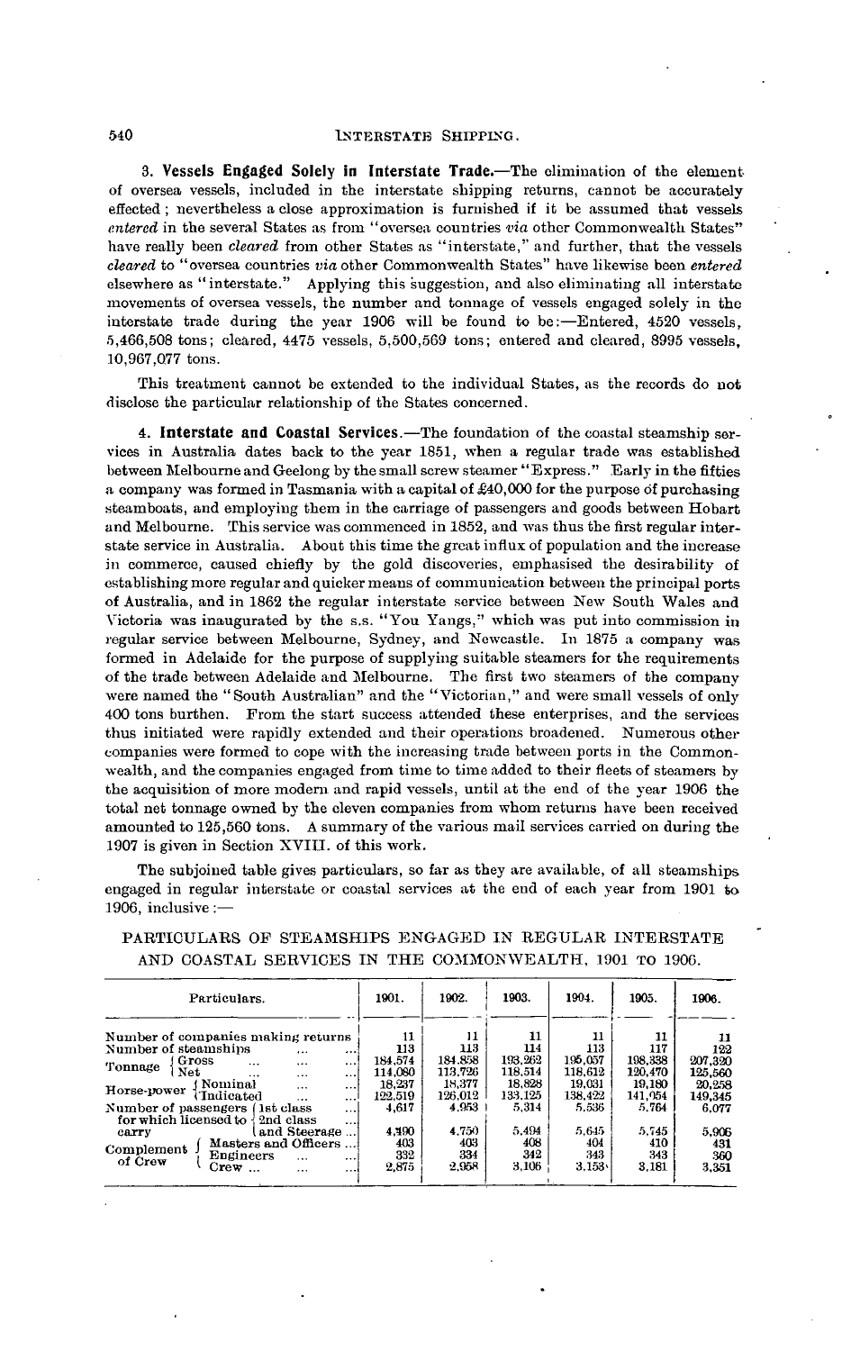**3. Vessels Engaged Solely in Interstate Trade.**—The elimination of the element of oversea vessels, included in the interstate shipping returns, cannot be accurately effected; nevertheless a close approximation is furnished if it be assumed that vessels *entered* in the several States as from "oversea countries *via* other Commonwealth States" have really been *cleared* from other States as "interstate," and further, that the vessels *cleared* to "oversea countries *via* other Commonwealth States" have likewise been *entered* elsewhere as "interstate." Applying this suggestion, and also eliminating all interstate movements of oversea vessels, the number and tonnage of vessels engaged solely in the interstate trade during the year 1906 will be found to be:—Entered, 4520 vessels, 5,466,508 tons; cleared, 4475 vessels, 5,500,569 tons; entered and cleared, 8995 vessels, 10,967,077 tons.

This treatment cannot be extended to the individual States, as the records do not disclose the particular relationship of the States concerned.

**4. Interstate and Coastal Services.**—The foundation of the coastal steamship services in Australia dates back to the year 1851, when a regular trade was established between Melbourne and Geelong by the small screw steamer "Express." Early in the fifties a company was formed in Tasmania with a capital of £40,000 for the purpose of purchasing steamboats, and employing them in the carriage of passengers and goods between Hobart and Melbourne. This service was commenced in 1852, and was thus the first regular interstate service in Australia. About this time the great influx of population and the increase in commerce, caused chiefly by the gold discoveries, emphasised the desirability of establishing more regular and quicker means of communication between the principal ports of Australia, and in 1862 the regular interstate service between New South Wales and Victoria was inaugurated by the s.s. "You Yangs," which was put into commission in regular service between Melbourne, Sydney, and Newcastle. In 1875 a company was formed in Adelaide for the purpose of supplying suitable steamers for the requirements of the trade between Adelaide and Melbourne. The first two steamers of the company were named the "South Australian" and the "Victorian," and were small vessels of only 400 tons burthen. From the start success attended these enterprises, and the services thus initiated were rapidly extended and their operations broadened. Numerous other companies were formed to cope with the increasing trade between ports in the Commonwealth, and the companies engaged from time to time added to their fleets of steamers by the acquisition of more modern and rapid vessels, until at the end of the year 1906 the total net tonnage owned by the eleven companies from whom returns have been received amounted to 125,560 tons. A summary of the various mail services carried on during the 1907 is given in Section XVIII. of this work.

The subjoined table gives particulars, so far as they are available, of all steamships engaged in regular interstate or coastal services at the end of each year from 1901 to 1906, inclusive:—

PARTICULARS OF STEAMSHIPS ENGAGED IN REGULAR INTERSTATE AND COASTAL SERVICES IN THE COMMONWEALTH, 1901 TO 1906.

| Particulars. | | 1901. | 1902. | 1903. | 1904. | 1905. | 1906. |
|---|---|---|---|---|---|---|---|
| Number of companies making returns | | 11 | 11 | 11 | 11 | 11 | 11 |
| Number of steamships | | 113 | 113 | 114 | 113 | 117 | 122 |
| Tonnage | Gross | 184,574 | 184,858 | 193,262 | 195,057 | 198,338 | 207,320 |
| | Net | 114,080 | 113,726 | 118,514 | 118,612 | 120,470 | 125,560 |
| Horse-power | Nominal | 18,237 | 18,377 | 18,828 | 19,031 | 19,180 | 20,258 |
| | Indicated | 122,519 | 126,012 | 133,125 | 138,422 | 141,054 | 149,345 |
| Number of passengers for which licensed to carry | 1st class | 4,617 | 4,953 | 5,314 | 5,536 | 5,764 | 6,077 |
| | 2nd class and Steerage | 4,190 | 4,750 | 5,494 | 5,645 | 5,745 | 5,906 |
| Complement of Crew | Masters and Officers | 403 | 403 | 408 | 404 | 410 | 431 |
| | Engineers | 332 | 334 | 342 | 343 | 343 | 360 |
| | Crew | 2,875 | 2,958 | 3,106 | 3,153 | 3,181 | 3,351 |